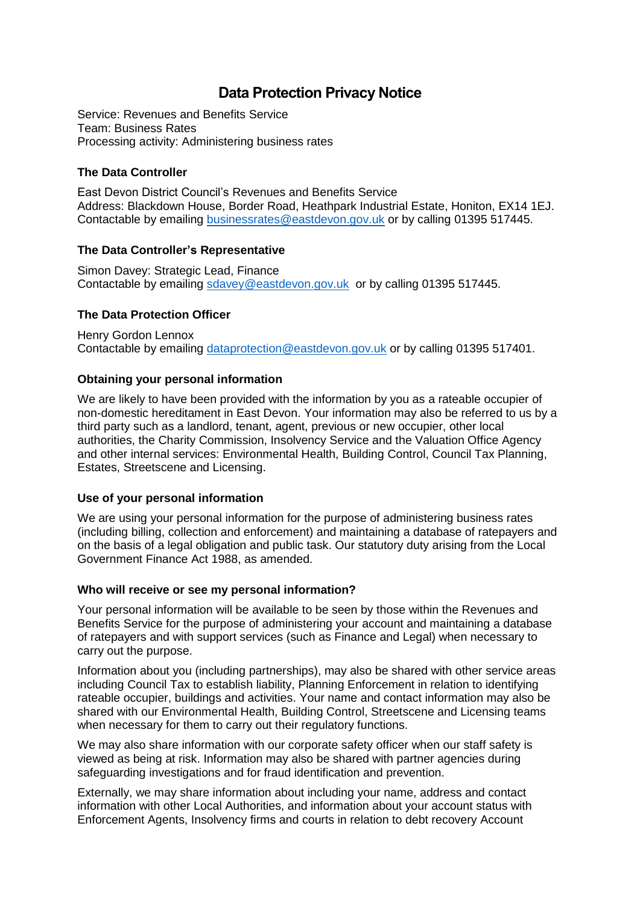# Data Protection Privacy Notice

Service: Revenues and Benefits Service
Team: Business Rates
Processing activity: Administering business rates

### The Data Controller

East Devon District Council's Revenues and Benefits Service
Address: Blackdown House, Border Road, Heathpark Industrial Estate, Honiton, EX14 1EJ.
Contactable by emailing businessrates@eastdevon.gov.uk or by calling 01395 517445.

### The Data Controller's Representative

Simon Davey: Strategic Lead, Finance
Contactable by emailing sdavey@eastdevon.gov.uk or by calling 01395 517445.

### The Data Protection Officer

Henry Gordon Lennox
Contactable by emailing dataprotection@eastdevon.gov.uk or by calling 01395 517401.

### Obtaining your personal information

We are likely to have been provided with the information by you as a rateable occupier of non-domestic hereditament in East Devon. Your information may also be referred to us by a third party such as a landlord, tenant, agent, previous or new occupier, other local authorities, the Charity Commission, Insolvency Service and the Valuation Office Agency and other internal services: Environmental Health, Building Control, Council Tax Planning, Estates, Streetscene and Licensing.

### Use of your personal information

We are using your personal information for the purpose of administering business rates (including billing, collection and enforcement) and maintaining a database of ratepayers and on the basis of a legal obligation and public task. Our statutory duty arising from the Local Government Finance Act 1988, as amended.

### Who will receive or see my personal information?

Your personal information will be available to be seen by those within the Revenues and Benefits Service for the purpose of administering your account and maintaining a database of ratepayers and with support services (such as Finance and Legal) when necessary to carry out the purpose.

Information about you (including partnerships), may also be shared with other service areas including Council Tax to establish liability, Planning Enforcement in relation to identifying rateable occupier, buildings and activities. Your name and contact information may also be shared with our Environmental Health, Building Control, Streetscene and Licensing teams when necessary for them to carry out their regulatory functions.

We may also share information with our corporate safety officer when our staff safety is viewed as being at risk. Information may also be shared with partner agencies during safeguarding investigations and for fraud identification and prevention.

Externally, we may share information about including your name, address and contact information with other Local Authorities, and information about your account status with Enforcement Agents, Insolvency firms and courts in relation to debt recovery Account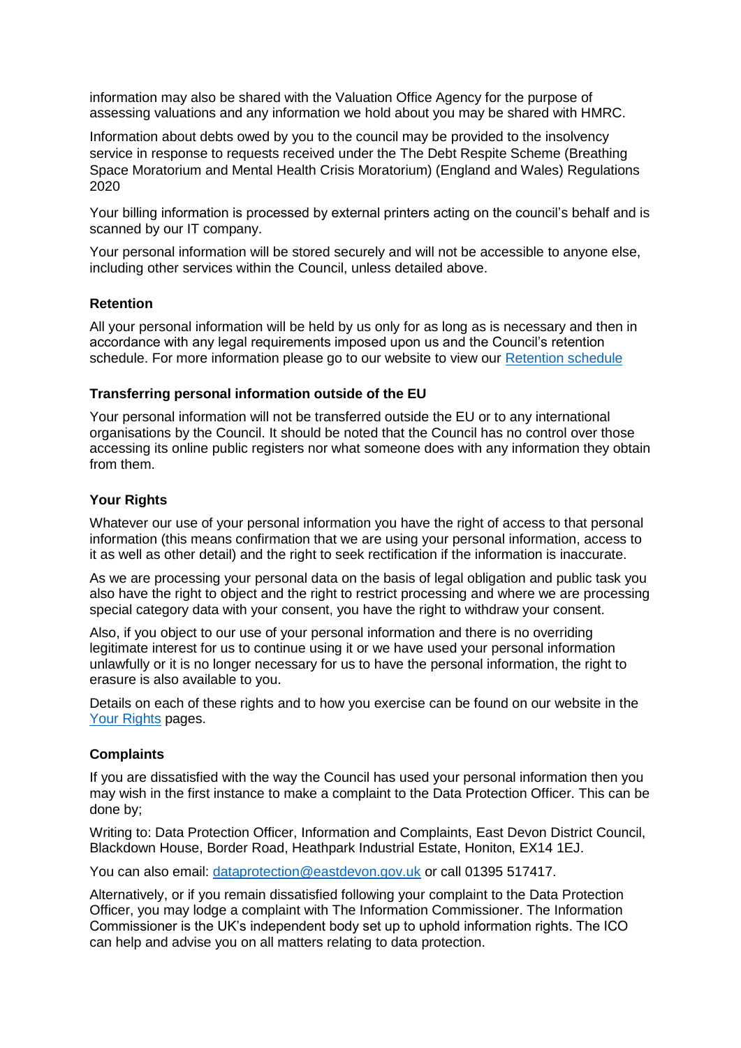information may also be shared with the Valuation Office Agency for the purpose of assessing valuations and any information we hold about you may be shared with HMRC.

Information about debts owed by you to the council may be provided to the insolvency service in response to requests received under the The Debt Respite Scheme (Breathing Space Moratorium and Mental Health Crisis Moratorium) (England and Wales) Regulations 2020

Your billing information is processed by external printers acting on the council's behalf and is scanned by our IT company.

Your personal information will be stored securely and will not be accessible to anyone else, including other services within the Council, unless detailed above.

### Retention

All your personal information will be held by us only for as long as is necessary and then in accordance with any legal requirements imposed upon us and the Council's retention schedule. For more information please go to our website to view our Retention schedule

### Transferring personal information outside of the EU

Your personal information will not be transferred outside the EU or to any international organisations by the Council. It should be noted that the Council has no control over those accessing its online public registers nor what someone does with any information they obtain from them.

### Your Rights

Whatever our use of your personal information you have the right of access to that personal information (this means confirmation that we are using your personal information, access to it as well as other detail) and the right to seek rectification if the information is inaccurate.

As we are processing your personal data on the basis of legal obligation and public task you also have the right to object and the right to restrict processing and where we are processing special category data with your consent, you have the right to withdraw your consent.

Also, if you object to our use of your personal information and there is no overriding legitimate interest for us to continue using it or we have used your personal information unlawfully or it is no longer necessary for us to have the personal information, the right to erasure is also available to you.

Details on each of these rights and to how you exercise can be found on our website in the Your Rights pages.

### Complaints

If you are dissatisfied with the way the Council has used your personal information then you may wish in the first instance to make a complaint to the Data Protection Officer. This can be done by;

Writing to: Data Protection Officer, Information and Complaints, East Devon District Council, Blackdown House, Border Road, Heathpark Industrial Estate, Honiton, EX14 1EJ.

You can also email: dataprotection@eastdevon.gov.uk or call 01395 517417.

Alternatively, or if you remain dissatisfied following your complaint to the Data Protection Officer, you may lodge a complaint with The Information Commissioner. The Information Commissioner is the UK's independent body set up to uphold information rights. The ICO can help and advise you on all matters relating to data protection.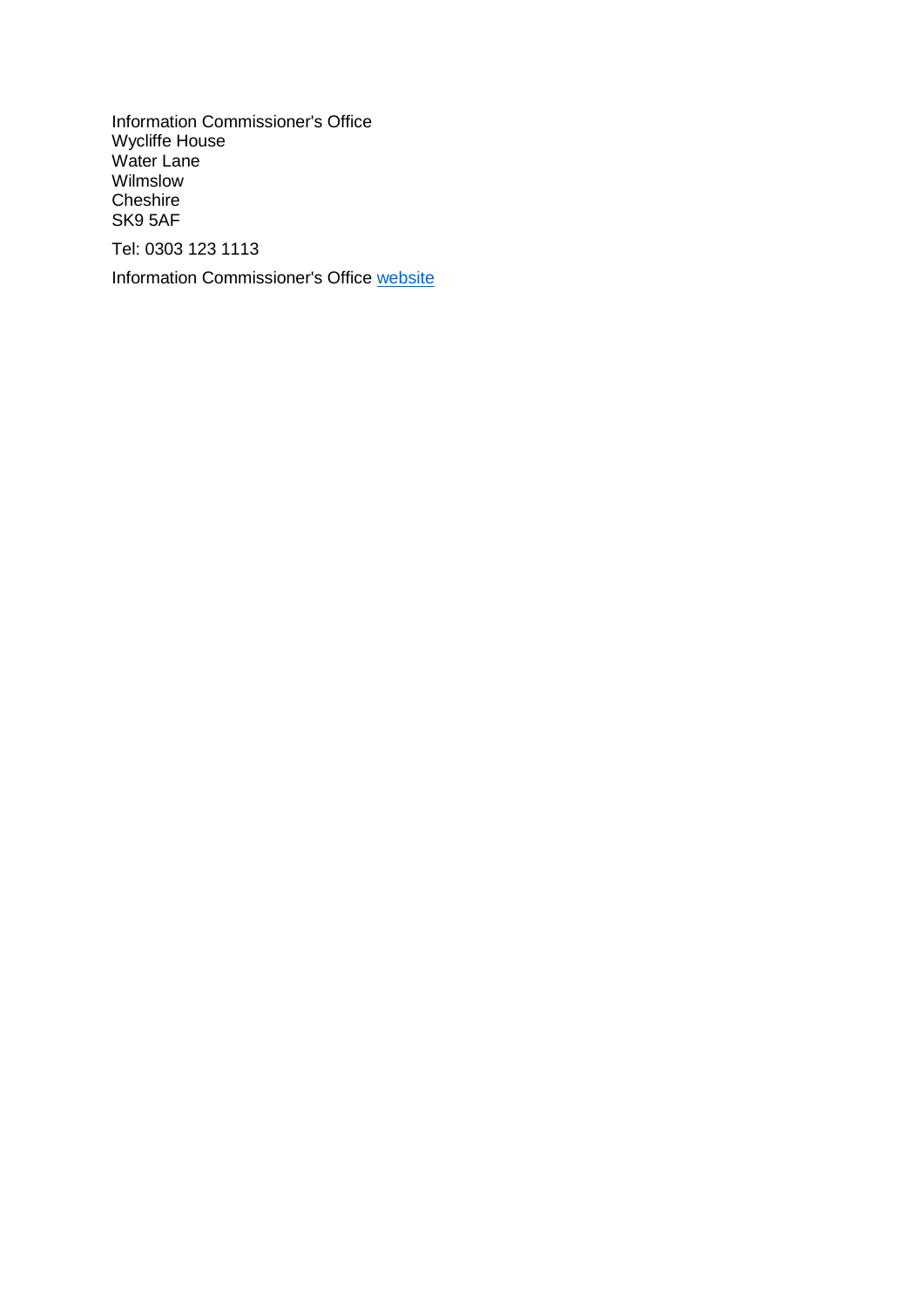Information Commissioner's Office
Wycliffe House
Water Lane
Wilmslow
Cheshire
SK9 5AF

Tel: 0303 123 1113

Information Commissioner's Office website